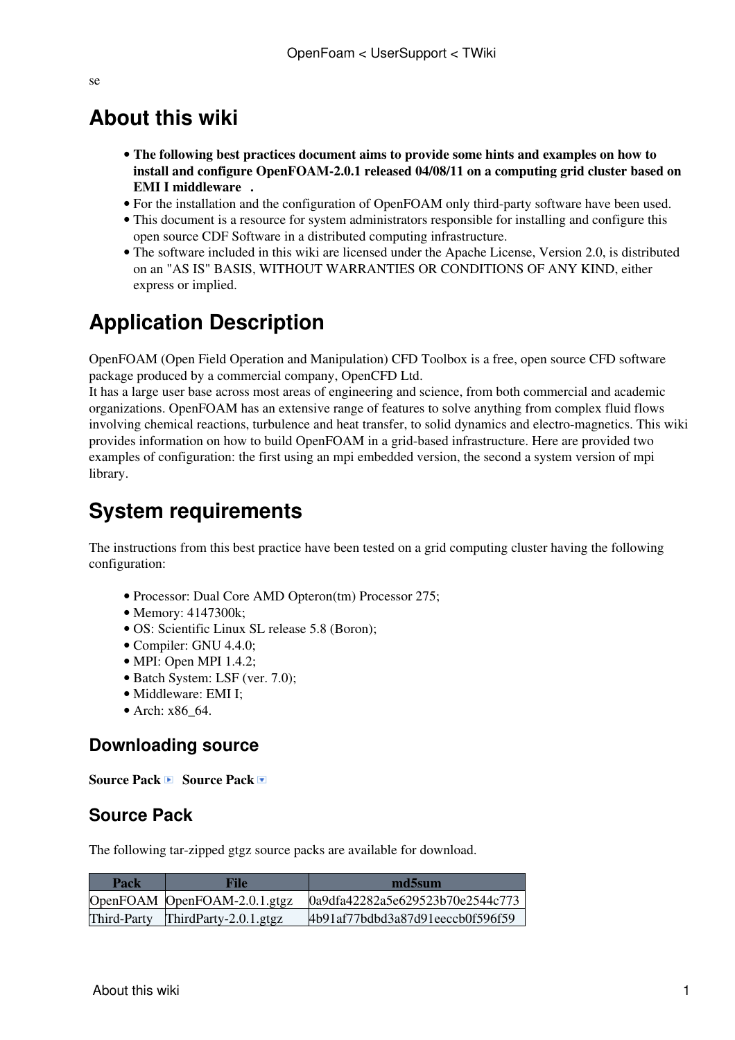se

# About this wiki

- **The following best practices document aims to provide some hints and examples on how to install and configure OpenFOAM-2.0.1 released 04/08/11 on a computing grid cluster based on EMI I middleware .**
- For the installation and the configuration of OpenFOAM only third-party software have been used.
- This document is a resource for system administrators responsible for installing and configure this open source CDF Software in a distributed computing infrastructure.
- The software included in this wiki are licensed under the Apache License, Version 2.0, is distributed on an "AS IS" BASIS, WITHOUT WARRANTIES OR CONDITIONS OF ANY KIND, either express or implied.

# Application Description

OpenFOAM (Open Field Operation and Manipulation) CFD Toolbox is a free, open source CFD software package produced by a commercial company, OpenCFD Ltd.
It has a large user base across most areas of engineering and science, from both commercial and academic organizations. OpenFOAM has an extensive range of features to solve anything from complex fluid flows involving chemical reactions, turbulence and heat transfer, to solid dynamics and electro-magnetics. This wiki provides information on how to build OpenFOAM in a grid-based infrastructure. Here are provided two examples of configuration: the first using an mpi embedded version, the second a system version of mpi library.

# System requirements

The instructions from this best practice have been tested on a grid computing cluster having the following configuration:

- Processor: Dual Core AMD Opteron(tm) Processor 275;
- Memory: 4147300k;
- OS: Scientific Linux SL release 5.8 (Boron);
- Compiler: GNU 4.4.0;
- MPI: Open MPI 1.4.2;
- Batch System: LSF (ver. 7.0);
- Middleware: EMI I;
- Arch: x86_64.

## Downloading source

**Source Pack** **Source Pack**

## Source Pack

The following tar-zipped gtgz source packs are available for download.

| Pack | File | md5sum |
|---|---|---|
| OpenFOAM | OpenFOAM-2.0.1.gtgz | 0a9dfa42282a5e629523b70e2544c773 |
| Third-Party | ThirdParty-2.0.1.gtgz | 4b91af77bdbd3a87d91eeccb0f596f59 |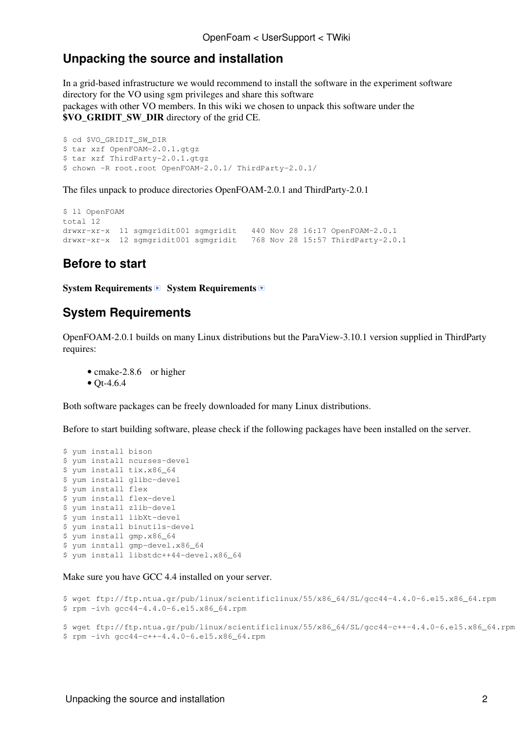## Unpacking the source and installation

In a grid-based infrastructure we would recommend to install the software in the experiment software directory for the VO using sgm privileges and share this software
packages with other VO members. In this wiki we chosen to unpack this software under the **$VO_GRIDIT_SW_DIR** directory of the grid CE.

```
$ cd $VO_GRIDIT_SW_DIR
$ tar xzf OpenFOAM-2.0.1.gtgz
$ tar xzf ThirdParty-2.0.1.gtgz
$ chown -R root.root OpenFOAM-2.0.1/ ThirdParty-2.0.1/
```

The files unpack to produce directories OpenFOAM-2.0.1 and ThirdParty-2.0.1

```
$ ll OpenFOAM
total 12
drwxr-xr-x  11 sgmgridit001 sgmgridit   440 Nov 28 16:17 OpenFOAM-2.0.1
drwxr-xr-x  12 sgmgridit001 sgmgridit   768 Nov 28 15:57 ThirdParty-2.0.1
```

## Before to start

**System Requirements** **System Requirements**

## System Requirements

OpenFOAM-2.0.1 builds on many Linux distributions but the ParaView-3.10.1 version supplied in ThirdParty requires:

- cmake-2.8.6  or higher
- Qt-4.6.4

Both software packages can be freely downloaded for many Linux distributions.

Before to start building software, please check if the following packages have been installed on the server.

```
$ yum install bison
$ yum install ncurses-devel
$ yum install tix.x86_64
$ yum install glibc-devel
$ yum install flex
$ yum install flex-devel
$ yum install zlib-devel
$ yum install libXt-devel
$ yum install binutils-devel
$ yum install gmp.x86_64
$ yum install gmp-devel.x86_64
$ yum install libstdc++44-devel.x86_64
```

Make sure you have GCC 4.4 installed on your server.

```
$ wget ftp://ftp.ntua.gr/pub/linux/scientificlinux/55/x86_64/SL/gcc44-4.4.0-6.el5.x86_64.rpm
$ rpm -ivh gcc44-4.4.0-6.el5.x86_64.rpm

$ wget ftp://ftp.ntua.gr/pub/linux/scientificlinux/55/x86_64/SL/gcc44-c++-4.4.0-6.el5.x86_64.rpm
$ rpm -ivh gcc44-c++-4.4.0-6.el5.x86_64.rpm
```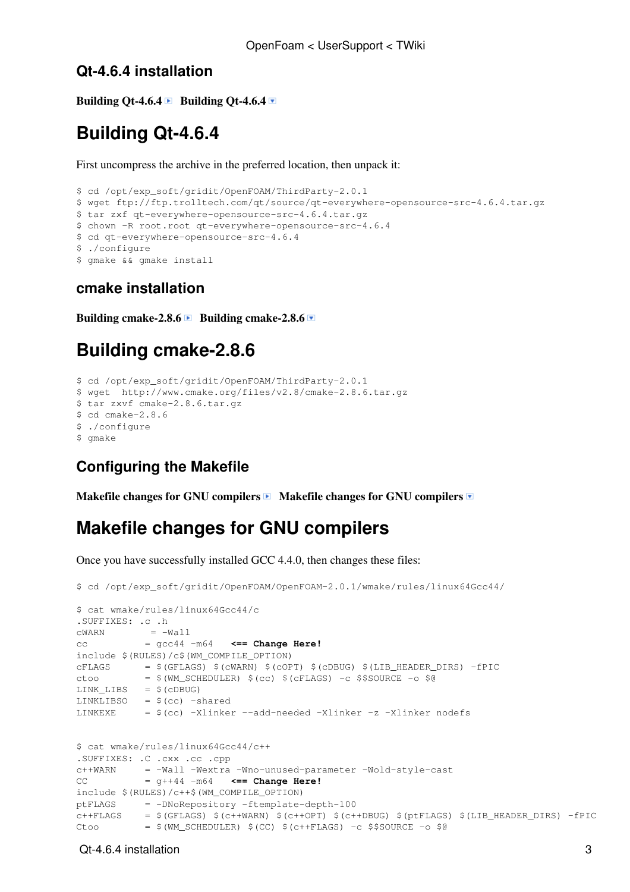## Qt-4.6.4 installation

**Building Qt-4.6.4** ▸ **Building Qt-4.6.4** ▾

# Building Qt-4.6.4

First uncompress the archive in the preferred location, then unpack it:

```
$ cd /opt/exp_soft/gridit/OpenFOAM/ThirdParty-2.0.1
$ wget ftp://ftp.trolltech.com/qt/source/qt-everywhere-opensource-src-4.6.4.tar.gz
$ tar zxf qt-everywhere-opensource-src-4.6.4.tar.gz
$ chown -R root.root qt-everywhere-opensource-src-4.6.4
$ cd qt-everywhere-opensource-src-4.6.4
$ ./configure
$ gmake && gmake install
```

## cmake installation

**Building cmake-2.8.6** ▸ **Building cmake-2.8.6** ▾

# Building cmake-2.8.6

```
$ cd /opt/exp_soft/gridit/OpenFOAM/ThirdParty-2.0.1
$ wget  http://www.cmake.org/files/v2.8/cmake-2.8.6.tar.gz
$ tar zxvf cmake-2.8.6.tar.gz
$ cd cmake-2.8.6
$ ./configure
$ gmake
```

## Configuring the Makefile

**Makefile changes for GNU compilers** ▸ **Makefile changes for GNU compilers** ▾

# Makefile changes for GNU compilers

Once you have successfully installed GCC 4.4.0, then changes these files:

```
$ cd /opt/exp_soft/gridit/OpenFOAM/OpenFOAM-2.0.1/wmake/rules/linux64Gcc44/

$ cat wmake/rules/linux64Gcc44/c
.SUFFIXES: .c .h
cWARN        = -Wall
cc          = gcc44 -m64   <== Change Here!
include $(RULES)/c$(WM_COMPILE_OPTION)
cFLAGS      = $(GFLAGS) $(cWARN) $(cOPT) $(cDBUG) $(LIB_HEADER_DIRS) -fPIC
ctoo        = $(WM_SCHEDULER) $(cc) $(cFLAGS) -c $$SOURCE -o $@
LINK_LIBS   = $(cDBUG)
LINKLIBSO   = $(cc) -shared
LINKEXE     = $(cc) -Xlinker --add-needed -Xlinker -z -Xlinker nodefs


$ cat wmake/rules/linux64Gcc44/c++
.SUFFIXES: .C .cxx .cc .cpp
c++WARN     = -Wall -Wextra -Wno-unused-parameter -Wold-style-cast
CC          = g++44 -m64   <== Change Here!
include $(RULES)/c++$(WM_COMPILE_OPTION)
ptFLAGS     = -DNoRepository -ftemplate-depth-100
c++FLAGS    = $(GFLAGS) $(c++WARN) $(c++OPT) $(c++DBUG) $(ptFLAGS) $(LIB_HEADER_DIRS) -fPIC
Ctoo        = $(WM_SCHEDULER) $(CC) $(c++FLAGS) -c $$SOURCE -o $@
```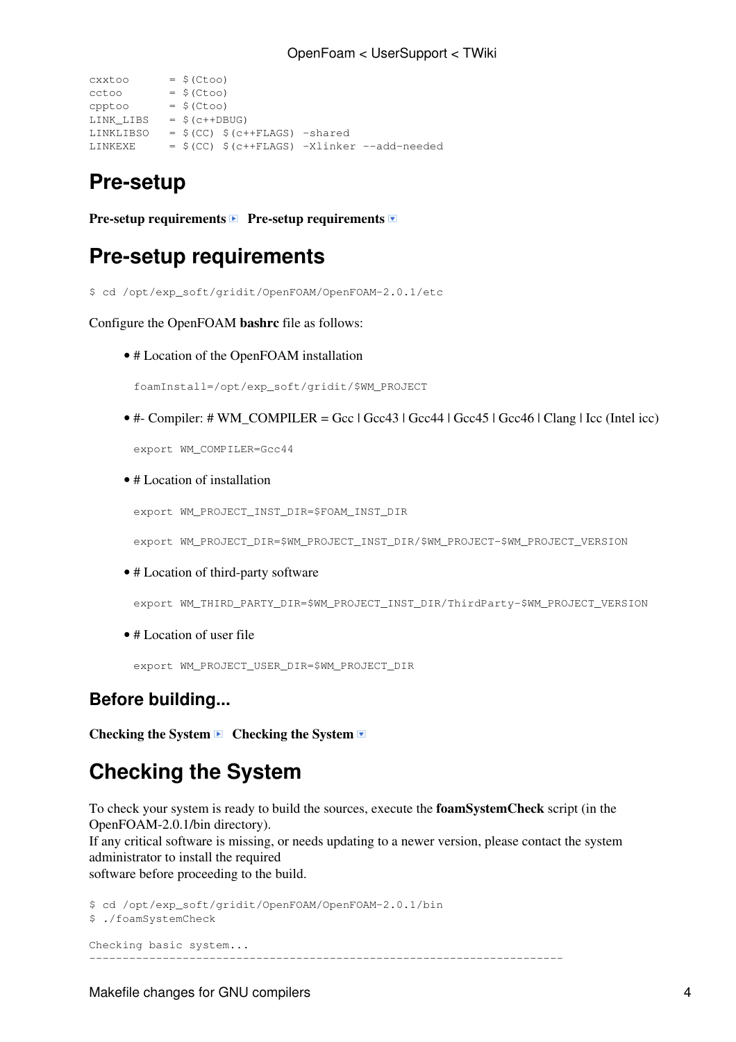```
cxxtoo      = $(Ctoo)
cctoo       = $(Ctoo)
cpptoo      = $(Ctoo)
LINK_LIBS   = $(c++DBUG)
LINKLIBSO   = $(CC) $(c++FLAGS) -shared
LINKEXE     = $(CC) $(c++FLAGS) -Xlinker --add-needed
```

# Pre-setup

**Pre-setup requirements** ▶ **Pre-setup requirements** ▼

# Pre-setup requirements

```
$ cd /opt/exp_soft/gridit/OpenFOAM/OpenFOAM-2.0.1/etc
```

Configure the OpenFOAM **bashrc** file as follows:

- # Location of the OpenFOAM installation

  ```
  foamInstall=/opt/exp_soft/gridit/$WM_PROJECT
  ```

- #- Compiler: # WM_COMPILER = Gcc | Gcc43 | Gcc44 | Gcc45 | Gcc46 | Clang | Icc (Intel icc)

  ```
  export WM_COMPILER=Gcc44
  ```

- # Location of installation

  ```
  export WM_PROJECT_INST_DIR=$FOAM_INST_DIR
  ```

  ```
  export WM_PROJECT_DIR=$WM_PROJECT_INST_DIR/$WM_PROJECT-$WM_PROJECT_VERSION
  ```

- # Location of third-party software

  ```
  export WM_THIRD_PARTY_DIR=$WM_PROJECT_INST_DIR/ThirdParty-$WM_PROJECT_VERSION
  ```

- # Location of user file

  ```
  export WM_PROJECT_USER_DIR=$WM_PROJECT_DIR
  ```

## Before building...

**Checking the System** ▶ **Checking the System** ▼

# Checking the System

To check your system is ready to build the sources, execute the **foamSystemCheck** script (in the OpenFOAM-2.0.1/bin directory).
If any critical software is missing, or needs updating to a newer version, please contact the system administrator to install the required
software before proceeding to the build.

```
$ cd /opt/exp_soft/gridit/OpenFOAM/OpenFOAM-2.0.1/bin
$ ./foamSystemCheck

Checking basic system...
-----------------------------------------------------------------------
```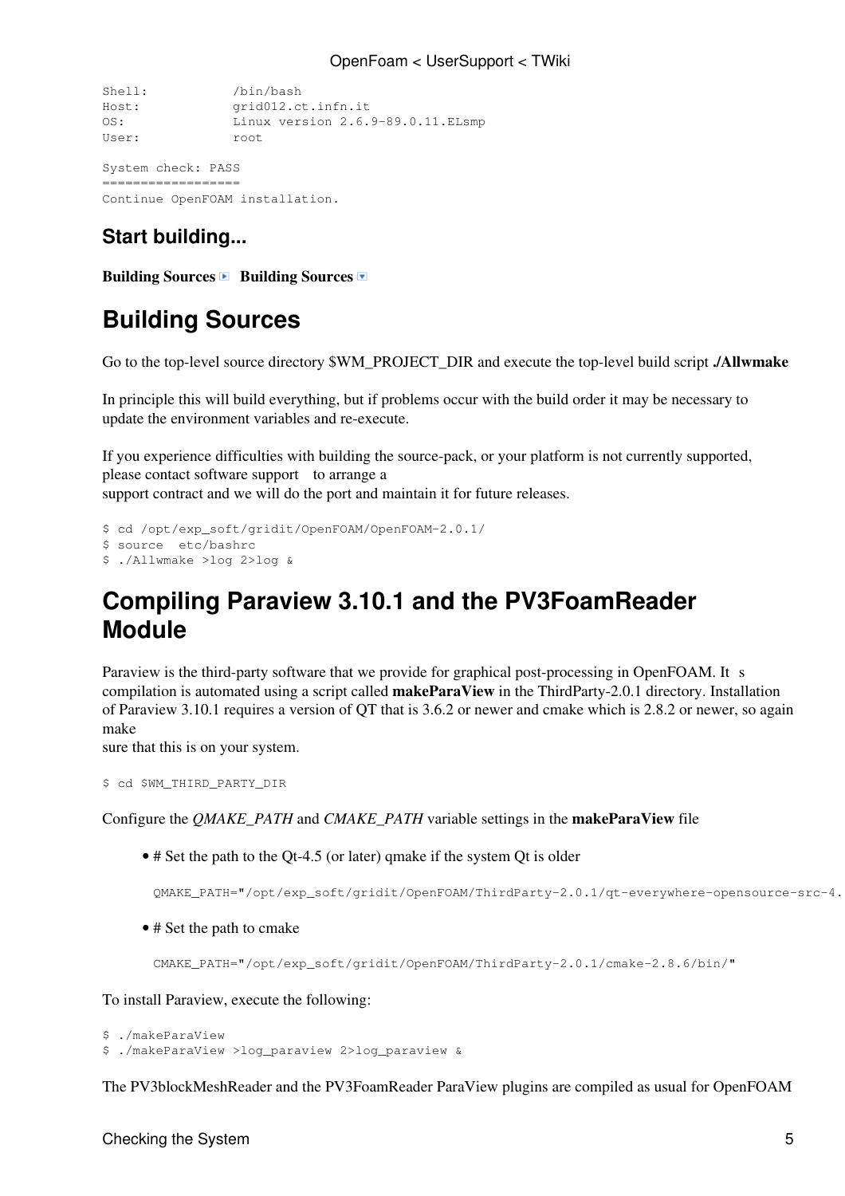```
Shell:           /bin/bash
Host:            grid012.ct.infn.it
OS:              Linux version 2.6.9-89.0.11.ELsmp
User:            root

System check: PASS
==================
Continue OpenFOAM installation.
```

## Start building...

**Building Sources** **Building Sources**

# Building Sources

Go to the top-level source directory $WM_PROJECT_DIR and execute the top-level build script **./Allwmake**

In principle this will build everything, but if problems occur with the build order it may be necessary to update the environment variables and re-execute.

If you experience difficulties with building the source-pack, or your platform is not currently supported, please contact software support to arrange a
support contract and we will do the port and maintain it for future releases.

```
$ cd /opt/exp_soft/gridit/OpenFOAM/OpenFOAM-2.0.1/
$ source  etc/bashrc
$ ./Allwmake >log 2>log &
```

# Compiling Paraview 3.10.1 and the PV3FoamReader Module

Paraview is the third-party software that we provide for graphical post-processing in OpenFOAM. It s compilation is automated using a script called **makeParaView** in the ThirdParty-2.0.1 directory. Installation of Paraview 3.10.1 requires a version of QT that is 3.6.2 or newer and cmake which is 2.8.2 or newer, so again make
sure that this is on your system.

```
$ cd $WM_THIRD_PARTY_DIR
```

Configure the *QMAKE_PATH* and *CMAKE_PATH* variable settings in the **makeParaView** file

- # Set the path to the Qt-4.5 (or later) qmake if the system Qt is older

  ```
  QMAKE_PATH="/opt/exp_soft/gridit/OpenFOAM/ThirdParty-2.0.1/qt-everywhere-opensource-src-4.
  ```

- # Set the path to cmake

  ```
  CMAKE_PATH="/opt/exp_soft/gridit/OpenFOAM/ThirdParty-2.0.1/cmake-2.8.6/bin/"
  ```

To install Paraview, execute the following:

```
$ ./makeParaView
$ ./makeParaView >log_paraview 2>log_paraview &
```

The PV3blockMeshReader and the PV3FoamReader ParaView plugins are compiled as usual for OpenFOAM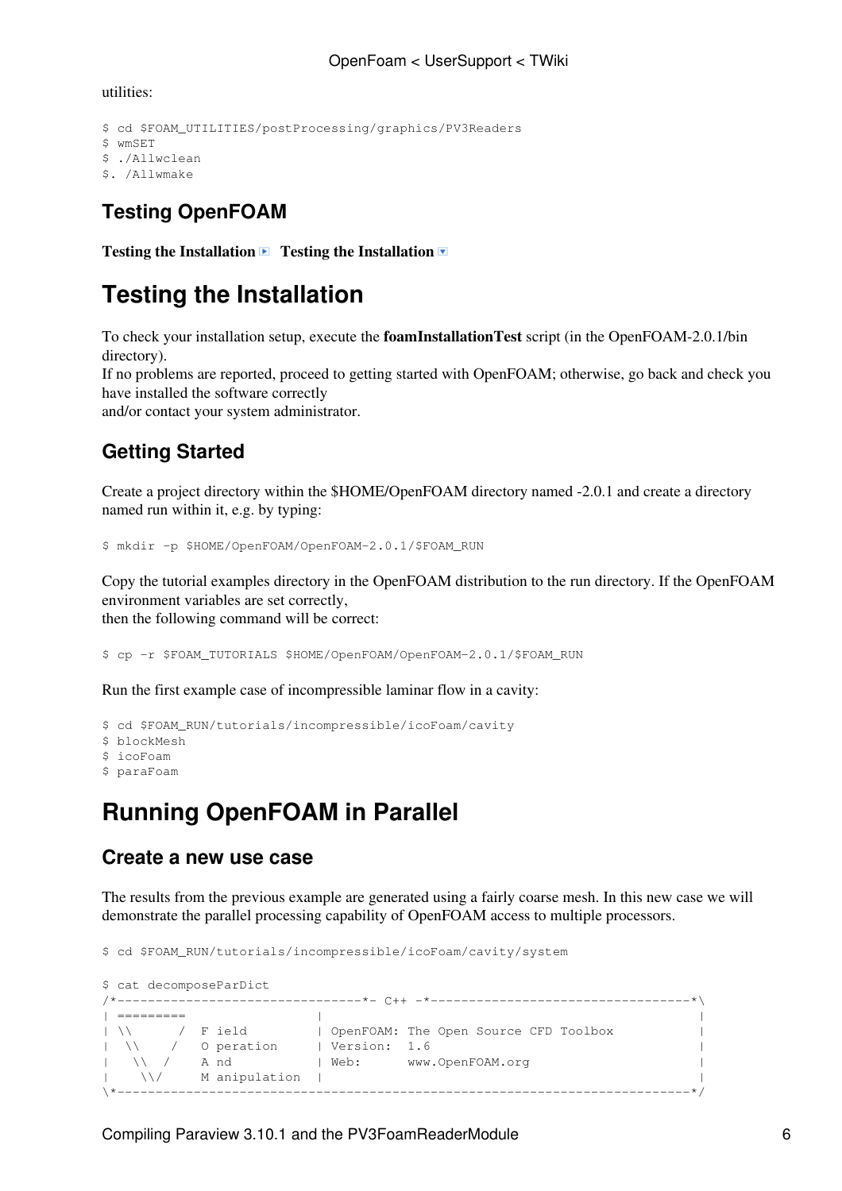utilities:

```
$ cd $FOAM_UTILITIES/postProcessing/graphics/PV3Readers
$ wmSET
$ ./Allwclean
$. /Allwmake
```

### Testing OpenFOAM

**Testing the Installation** ▶ **Testing the Installation** ▼

## Testing the Installation

To check your installation setup, execute the **foamInstallationTest** script (in the OpenFOAM-2.0.1/bin directory).
If no problems are reported, proceed to getting started with OpenFOAM; otherwise, go back and check you have installed the software correctly
and/or contact your system administrator.

### Getting Started

Create a project directory within the $HOME/OpenFOAM directory named -2.0.1 and create a directory named run within it, e.g. by typing:

```
$ mkdir -p $HOME/OpenFOAM/OpenFOAM-2.0.1/$FOAM_RUN
```

Copy the tutorial examples directory in the OpenFOAM distribution to the run directory. If the OpenFOAM environment variables are set correctly,
then the following command will be correct:

```
$ cp -r $FOAM_TUTORIALS $HOME/OpenFOAM/OpenFOAM-2.0.1/$FOAM_RUN
```

Run the first example case of incompressible laminar flow in a cavity:

```
$ cd $FOAM_RUN/tutorials/incompressible/icoFoam/cavity
$ blockMesh
$ icoFoam
$ paraFoam
```

## Running OpenFOAM in Parallel

### Create a new use case

The results from the previous example are generated using a fairly coarse mesh. In this new case we will demonstrate the parallel processing capability of OpenFOAM access to multiple processors.

```
$ cd $FOAM_RUN/tutorials/incompressible/icoFoam/cavity/system

$ cat decomposeParDict
/*--------------------------------*- C++ -*----------------------------------*\
| =========                 |                                                 |
| \\      /  F ield         | OpenFOAM: The Open Source CFD Toolbox           |
|  \\    /   O peration     | Version:  1.6                                   |
|   \\  /    A nd           | Web:      www.OpenFOAM.org                      |
|    \\/     M anipulation  |                                                 |
\*---------------------------------------------------------------------------*/
```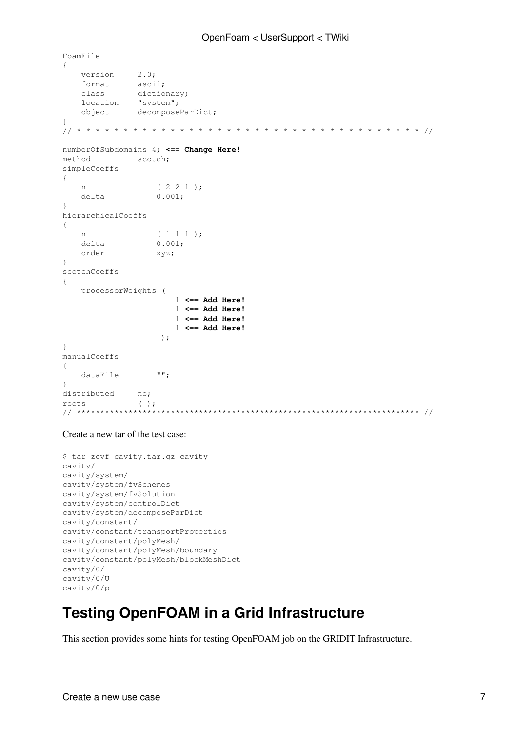```
FoamFile
{
    version     2.0;
    format      ascii;
    class       dictionary;
    location    "system";
    object      decomposeParDict;
}
// * * * * * * * * * * * * * * * * * * * * * * * * * * * * * * * * * * * * * * //

numberOfSubdomains 4; <== Change Here!
method          scotch;
simpleCoeffs
{
    n               ( 2 2 1 );
    delta           0.001;
}
hierarchicalCoeffs
{
    n               ( 1 1 1 );
    delta           0.001;
    order           xyz;
}
scotchCoeffs
{
    processorWeights (
                        1 <== Add Here!
                        1 <== Add Here!
                        1 <== Add Here!
                        1 <== Add Here!
                     );
}
manualCoeffs
{
    dataFile        "";
}
distributed     no;
roots           ( );
// ************************************************************************* //
```

Create a new tar of the test case:

```
$ tar zcvf cavity.tar.gz cavity
cavity/
cavity/system/
cavity/system/fvSchemes
cavity/system/fvSolution
cavity/system/controlDict
cavity/system/decomposeParDict
cavity/constant/
cavity/constant/transportProperties
cavity/constant/polyMesh/
cavity/constant/polyMesh/boundary
cavity/constant/polyMesh/blockMeshDict
cavity/0/
cavity/0/U
cavity/0/p
```

## Testing OpenFOAM in a Grid Infrastructure

This section provides some hints for testing OpenFOAM job on the GRIDIT Infrastructure.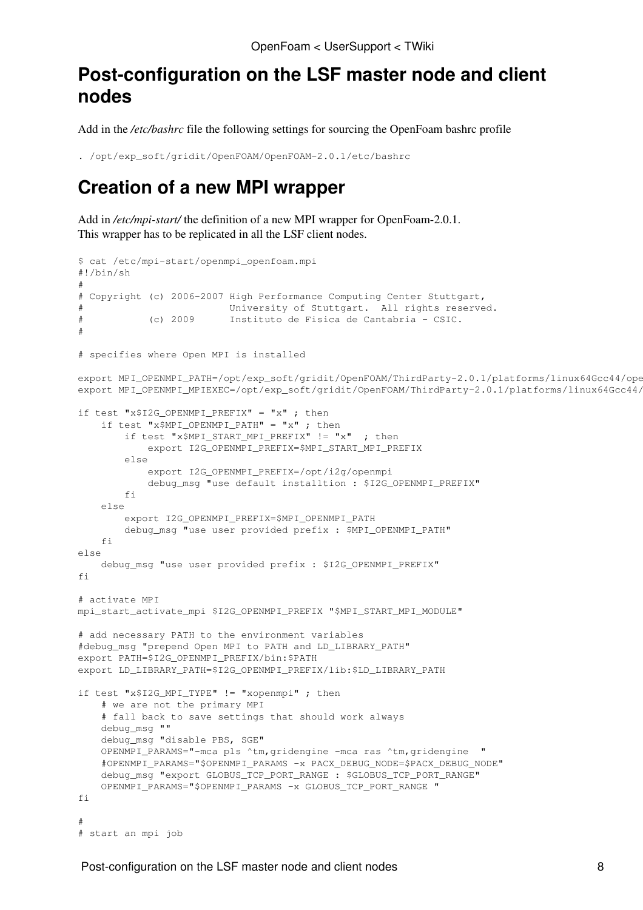## Post-configuration on the LSF master node and client nodes

Add in the */etc/bashrc* file the following settings for sourcing the OpenFoam bashrc profile

```
. /opt/exp_soft/gridit/OpenFOAM/OpenFOAM-2.0.1/etc/bashrc
```

## Creation of a new MPI wrapper

Add in */etc/mpi-start/* the definition of a new MPI wrapper for OpenFoam-2.0.1.
This wrapper has to be replicated in all the LSF client nodes.

```
$ cat /etc/mpi-start/openmpi_openfoam.mpi
#!/bin/sh
#
# Copyright (c) 2006-2007 High Performance Computing Center Stuttgart,
#                         University of Stuttgart.  All rights reserved.
#           (c) 2009      Instituto de Fisica de Cantabria - CSIC.
#

# specifies where Open MPI is installed

export MPI_OPENMPI_PATH=/opt/exp_soft/gridit/OpenFOAM/ThirdParty-2.0.1/platforms/linux64Gcc44/ope
export MPI_OPENMPI_MPIEXEC=/opt/exp_soft/gridit/OpenFOAM/ThirdParty-2.0.1/platforms/linux64Gcc44/

if test "x$I2G_OPENMPI_PREFIX" = "x" ; then
    if test "x$MPI_OPENMPI_PATH" = "x" ; then
        if test "x$MPI_START_MPI_PREFIX" != "x"  ; then
            export I2G_OPENMPI_PREFIX=$MPI_START_MPI_PREFIX
        else
            export I2G_OPENMPI_PREFIX=/opt/i2g/openmpi
            debug_msg "use default installtion : $I2G_OPENMPI_PREFIX"
        fi
    else
        export I2G_OPENMPI_PREFIX=$MPI_OPENMPI_PATH
        debug_msg "use user provided prefix : $MPI_OPENMPI_PATH"
    fi
else
    debug_msg "use user provided prefix : $I2G_OPENMPI_PREFIX"
fi

# activate MPI
mpi_start_activate_mpi $I2G_OPENMPI_PREFIX "$MPI_START_MPI_MODULE"

# add necessary PATH to the environment variables
#debug_msg "prepend Open MPI to PATH and LD_LIBRARY_PATH"
export PATH=$I2G_OPENMPI_PREFIX/bin:$PATH
export LD_LIBRARY_PATH=$I2G_OPENMPI_PREFIX/lib:$LD_LIBRARY_PATH

if test "x$I2G_MPI_TYPE" != "xopenmpi" ; then
    # we are not the primary MPI
    # fall back to save settings that should work always
    debug_msg ""
    debug_msg "disable PBS, SGE"
    OPENMPI_PARAMS="-mca pls ^tm,gridengine -mca ras ^tm,gridengine  "
    #OPENMPI_PARAMS="$OPENMPI_PARAMS -x PACX_DEBUG_NODE=$PACX_DEBUG_NODE"
    debug_msg "export GLOBUS_TCP_PORT_RANGE : $GLOBUS_TCP_PORT_RANGE"
    OPENMPI_PARAMS="$OPENMPI_PARAMS -x GLOBUS_TCP_PORT_RANGE "
fi

#
# start an mpi job
```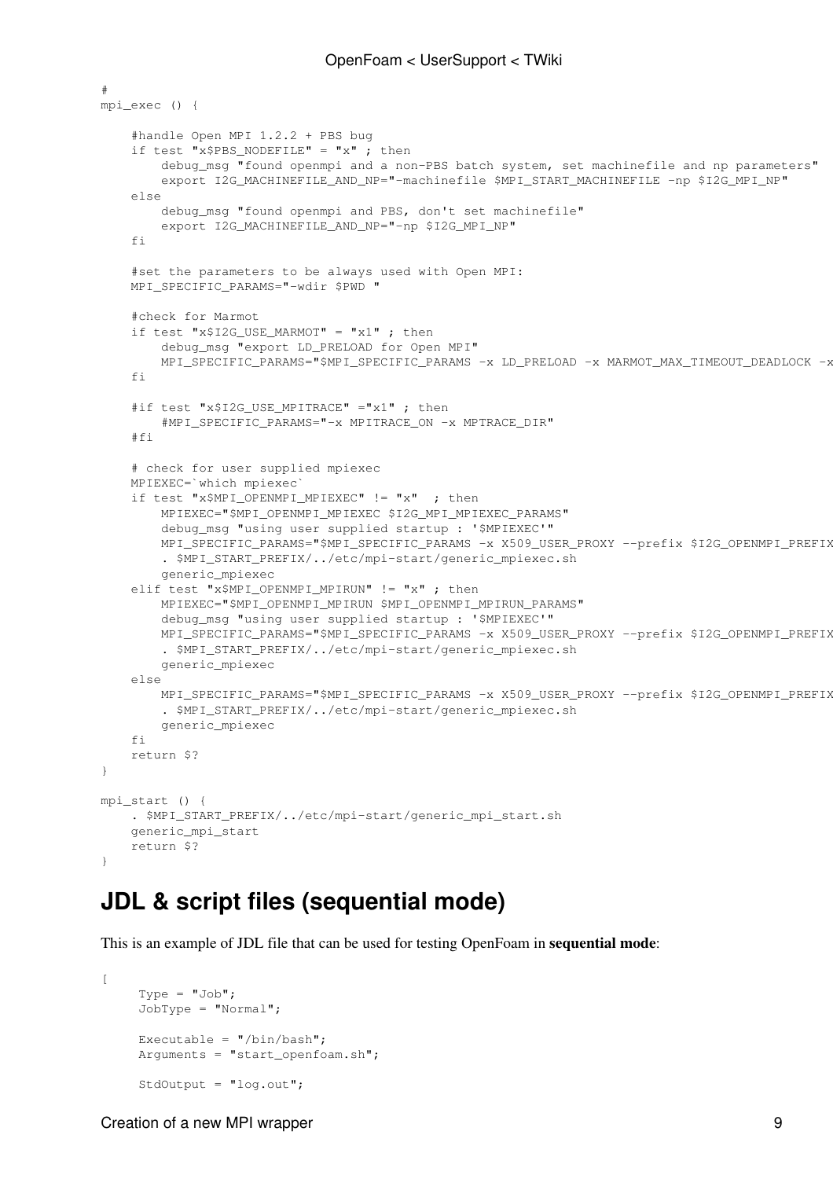```
#
mpi_exec () {

    #handle Open MPI 1.2.2 + PBS bug
    if test "x$PBS_NODEFILE" = "x" ; then
        debug_msg "found openmpi and a non-PBS batch system, set machinefile and np parameters"
        export I2G_MACHINEFILE_AND_NP="-machinefile $MPI_START_MACHINEFILE -np $I2G_MPI_NP"
    else
        debug_msg "found openmpi and PBS, don't set machinefile"
        export I2G_MACHINEFILE_AND_NP="-np $I2G_MPI_NP"
    fi

    #set the parameters to be always used with Open MPI:
    MPI_SPECIFIC_PARAMS="-wdir $PWD "

    #check for Marmot
    if test "x$I2G_USE_MARMOT" = "x1" ; then
        debug_msg "export LD_PRELOAD for Open MPI"
        MPI_SPECIFIC_PARAMS="$MPI_SPECIFIC_PARAMS -x LD_PRELOAD -x MARMOT_MAX_TIMEOUT_DEADLOCK -x
    fi

    #if test "x$I2G_USE_MPITRACE" ="x1" ; then
        #MPI_SPECIFIC_PARAMS="-x MPITRACE_ON -x MPTRACE_DIR"
    #fi

    # check for user supplied mpiexec
    MPIEXEC=`which mpiexec`
    if test "x$MPI_OPENMPI_MPIEXEC" != "x"  ; then
        MPIEXEC="$MPI_OPENMPI_MPIEXEC $I2G_MPI_MPIEXEC_PARAMS"
        debug_msg "using user supplied startup : '$MPIEXEC'"
        MPI_SPECIFIC_PARAMS="$MPI_SPECIFIC_PARAMS -x X509_USER_PROXY --prefix $I2G_OPENMPI_PREFIX
        . $MPI_START_PREFIX/../etc/mpi-start/generic_mpiexec.sh
        generic_mpiexec
    elif test "x$MPI_OPENMPI_MPIRUN" != "x" ; then
        MPIEXEC="$MPI_OPENMPI_MPIRUN $MPI_OPENMPI_MPIRUN_PARAMS"
        debug_msg "using user supplied startup : '$MPIEXEC'"
        MPI_SPECIFIC_PARAMS="$MPI_SPECIFIC_PARAMS -x X509_USER_PROXY --prefix $I2G_OPENMPI_PREFIX
        . $MPI_START_PREFIX/../etc/mpi-start/generic_mpiexec.sh
        generic_mpiexec
    else
        MPI_SPECIFIC_PARAMS="$MPI_SPECIFIC_PARAMS -x X509_USER_PROXY --prefix $I2G_OPENMPI_PREFIX
        . $MPI_START_PREFIX/../etc/mpi-start/generic_mpiexec.sh
        generic_mpiexec
    fi
    return $?
}

mpi_start () {
    . $MPI_START_PREFIX/../etc/mpi-start/generic_mpi_start.sh
    generic_mpi_start
    return $?
}
```

## JDL & script files (sequential mode)

This is an example of JDL file that can be used for testing OpenFoam in **sequential mode**:

```
[
     Type = "Job";
     JobType = "Normal";

     Executable = "/bin/bash";
     Arguments = "start_openfoam.sh";

     StdOutput = "log.out";
```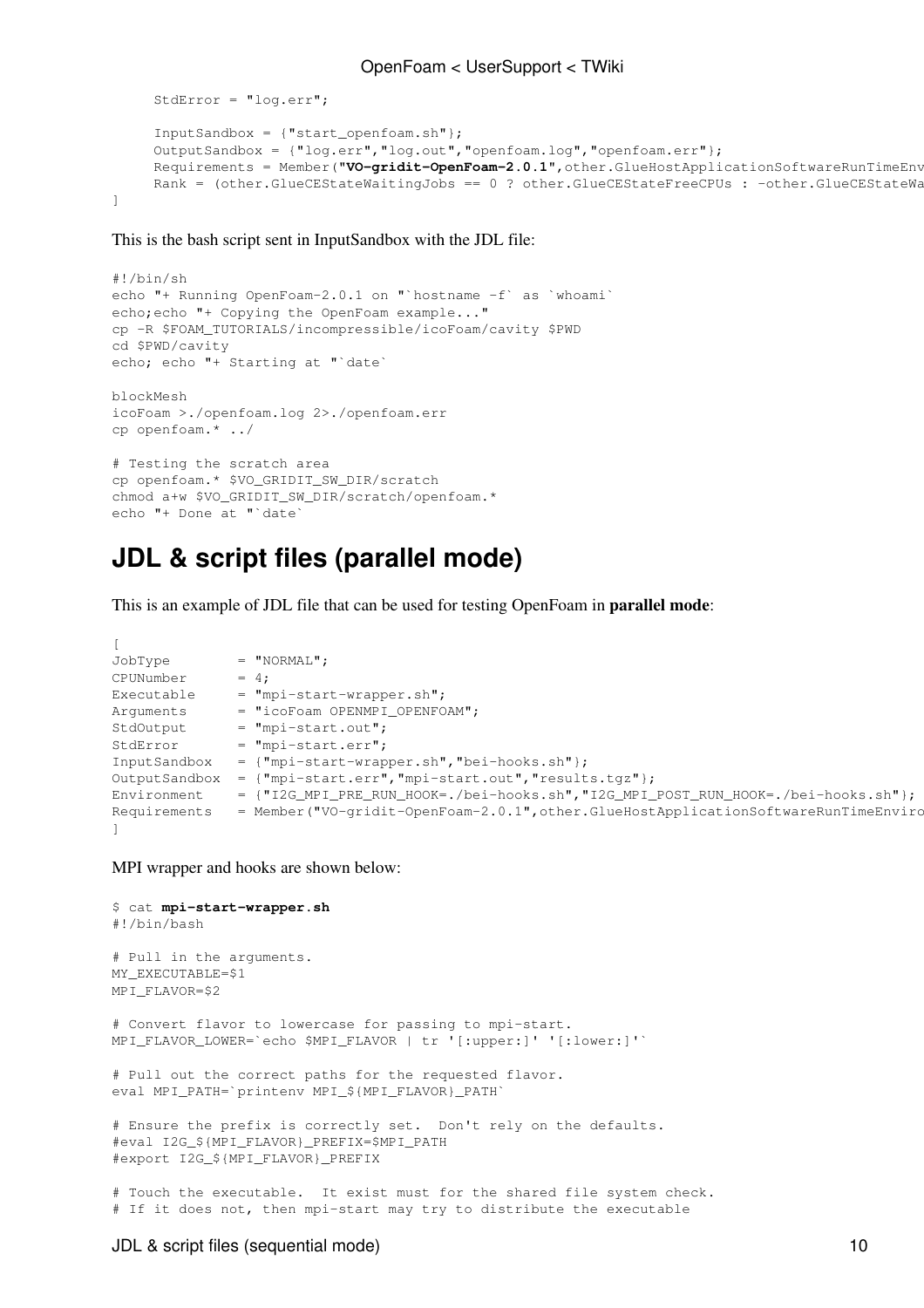```
     StdError = "log.err";

     InputSandbox = {"start_openfoam.sh"};
     OutputSandbox = {"log.err","log.out","openfoam.log","openfoam.err"};
     Requirements = Member("VO-gridit-OpenFoam-2.0.1",other.GlueHostApplicationSoftwareRunTimeEnv
     Rank = (other.GlueCEStateWaitingJobs == 0 ? other.GlueCEStateFreeCPUs : -other.GlueCEStateWa
]
```

This is the bash script sent in InputSandbox with the JDL file:

```
#!/bin/sh
echo "+ Running OpenFoam-2.0.1 on "`hostname -f` as `whoami`
echo;echo "+ Copying the OpenFoam example..."
cp -R $FOAM_TUTORIALS/incompressible/icoFoam/cavity $PWD
cd $PWD/cavity
echo; echo "+ Starting at "`date`

blockMesh
icoFoam >./openfoam.log 2>./openfoam.err
cp openfoam.* ../

# Testing the scratch area
cp openfoam.* $VO_GRIDIT_SW_DIR/scratch
chmod a+w $VO_GRIDIT_SW_DIR/scratch/openfoam.*
echo "+ Done at "`date`
```

# JDL & script files (parallel mode)

This is an example of JDL file that can be used for testing OpenFoam in **parallel mode**:

```
[
JobType        = "NORMAL";
CPUNumber      = 4;
Executable     = "mpi-start-wrapper.sh";
Arguments      = "icoFoam OPENMPI_OPENFOAM";
StdOutput      = "mpi-start.out";
StdError       = "mpi-start.err";
InputSandbox   = {"mpi-start-wrapper.sh","bei-hooks.sh"};
OutputSandbox  = {"mpi-start.err","mpi-start.out","results.tgz"};
Environment    = {"I2G_MPI_PRE_RUN_HOOK=./bei-hooks.sh","I2G_MPI_POST_RUN_HOOK=./bei-hooks.sh"};
Requirements   = Member("VO-gridit-OpenFoam-2.0.1",other.GlueHostApplicationSoftwareRunTimeEnviro
]
```

MPI wrapper and hooks are shown below:

```
$ cat mpi-start-wrapper.sh
#!/bin/bash

# Pull in the arguments.
MY_EXECUTABLE=$1
MPI_FLAVOR=$2

# Convert flavor to lowercase for passing to mpi-start.
MPI_FLAVOR_LOWER=`echo $MPI_FLAVOR | tr '[:upper:]' '[:lower:]'`

# Pull out the correct paths for the requested flavor.
eval MPI_PATH=`printenv MPI_${MPI_FLAVOR}_PATH`

# Ensure the prefix is correctly set.  Don't rely on the defaults.
#eval I2G_${MPI_FLAVOR}_PREFIX=$MPI_PATH
#export I2G_${MPI_FLAVOR}_PREFIX

# Touch the executable.  It exist must for the shared file system check.
# If it does not, then mpi-start may try to distribute the executable
```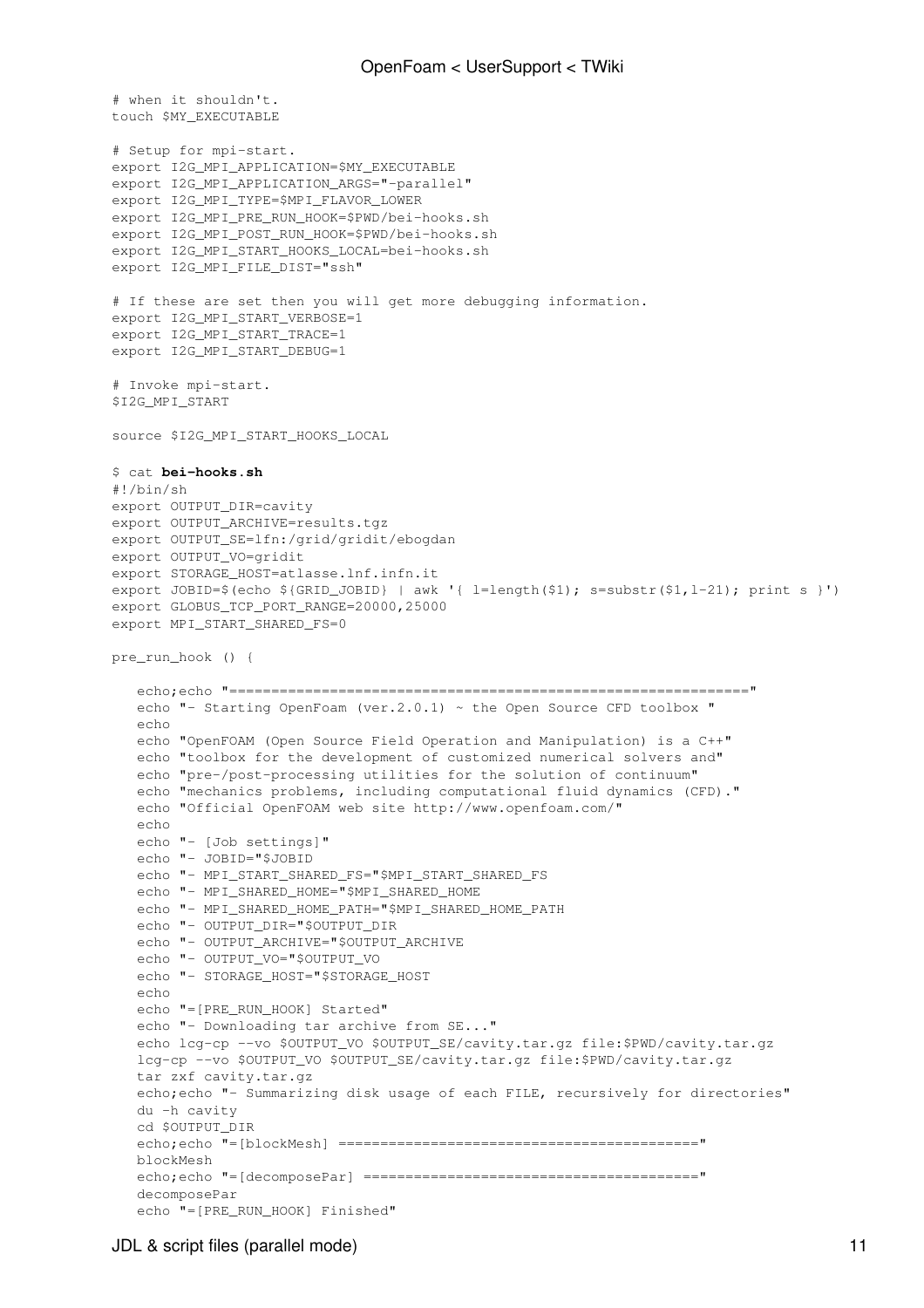```
# when it shouldn't.
touch $MY_EXECUTABLE

# Setup for mpi-start.
export I2G_MPI_APPLICATION=$MY_EXECUTABLE
export I2G_MPI_APPLICATION_ARGS="-parallel"
export I2G_MPI_TYPE=$MPI_FLAVOR_LOWER
export I2G_MPI_PRE_RUN_HOOK=$PWD/bei-hooks.sh
export I2G_MPI_POST_RUN_HOOK=$PWD/bei-hooks.sh
export I2G_MPI_START_HOOKS_LOCAL=bei-hooks.sh
export I2G_MPI_FILE_DIST="ssh"

# If these are set then you will get more debugging information.
export I2G_MPI_START_VERBOSE=1
export I2G_MPI_START_TRACE=1
export I2G_MPI_START_DEBUG=1

# Invoke mpi-start.
$I2G_MPI_START

source $I2G_MPI_START_HOOKS_LOCAL

$ cat bei-hooks.sh
#!/bin/sh
export OUTPUT_DIR=cavity
export OUTPUT_ARCHIVE=results.tgz
export OUTPUT_SE=lfn:/grid/gridit/ebogdan
export OUTPUT_VO=gridit
export STORAGE_HOST=atlasse.lnf.infn.it
export JOBID=$(echo ${GRID_JOBID} | awk '{ l=length($1); s=substr($1,l-21); print s }')
export GLOBUS_TCP_PORT_RANGE=20000,25000
export MPI_START_SHARED_FS=0

pre_run_hook () {

   echo;echo "=============================================================="
   echo "- Starting OpenFoam (ver.2.0.1) ~ the Open Source CFD toolbox "
   echo
   echo "OpenFOAM (Open Source Field Operation and Manipulation) is a C++"
   echo "toolbox for the development of customized numerical solvers and"
   echo "pre-/post-processing utilities for the solution of continuum"
   echo "mechanics problems, including computational fluid dynamics (CFD)."
   echo "Official OpenFOAM web site http://www.openfoam.com/"
   echo
   echo "- [Job settings]"
   echo "- JOBID="$JOBID
   echo "- MPI_START_SHARED_FS="$MPI_START_SHARED_FS
   echo "- MPI_SHARED_HOME="$MPI_SHARED_HOME
   echo "- MPI_SHARED_HOME_PATH="$MPI_SHARED_HOME_PATH
   echo "- OUTPUT_DIR="$OUTPUT_DIR
   echo "- OUTPUT_ARCHIVE="$OUTPUT_ARCHIVE
   echo "- OUTPUT_VO="$OUTPUT_VO
   echo "- STORAGE_HOST="$STORAGE_HOST
   echo
   echo "=[PRE_RUN_HOOK] Started"
   echo "- Downloading tar archive from SE..."
   echo lcg-cp --vo $OUTPUT_VO $OUTPUT_SE/cavity.tar.gz file:$PWD/cavity.tar.gz
   lcg-cp --vo $OUTPUT_VO $OUTPUT_SE/cavity.tar.gz file:$PWD/cavity.tar.gz
   tar zxf cavity.tar.gz
   echo;echo "- Summarizing disk usage of each FILE, recursively for directories"
   du -h cavity
   cd $OUTPUT_DIR
   echo;echo "=[blockMesh] ==========================================="
   blockMesh
   echo;echo "=[decomposePar] ========================================"
   decomposePar
   echo "=[PRE_RUN_HOOK] Finished"
```

JDL & script files (parallel mode)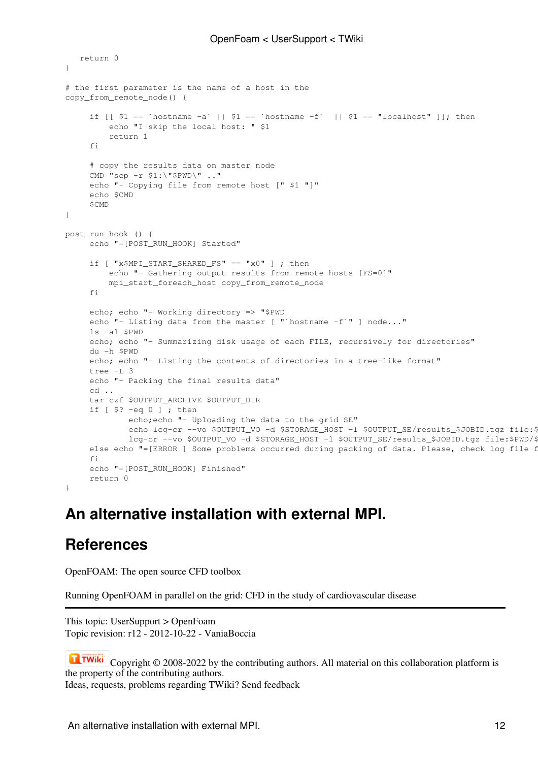```
    return 0
}

# the first parameter is the name of a host in the
copy_from_remote_node() {

     if [[ $1 == `hostname -a` || $1 == `hostname -f` || $1 == "localhost" ]]; then
         echo "I skip the local host: " $1
         return 1
     fi

     # copy the results data on master node
     CMD="scp -r $1:\"$PWD\" .."
     echo "- Copying file from remote host [" $1 "]"
     echo $CMD
     $CMD
}

post_run_hook () {
     echo "=[POST_RUN_HOOK] Started"

     if [ "x$MPI_START_SHARED_FS" == "x0" ] ; then
         echo "- Gathering output results data from remote hosts [FS=0]"
         mpi_start_foreach_host copy_from_remote_node
     fi

     echo; echo "- Working directory => "$PWD
     echo "- Listing data from the master [ "`hostname -f`" ] node..."
     ls -al $PWD
     echo; echo "- Summarizing disk usage of each FILE, recursively for directories"
     du -h $PWD
     echo; echo "- Listing the contents of directories in a tree-like format"
     tree -L 3
     echo "- Packing the final results data"
     cd ..
     tar czf $OUTPUT_ARCHIVE $OUTPUT_DIR
     if [ $? -eq 0 ] ; then
             echo;echo "- Uploading the data to the grid SE"
             echo lcg-cr --vo $OUTPUT_VO -d $STORAGE_HOST -l $OUTPUT_SE/results_$JOBID.tgz file:$
             lcg-cr --vo $OUTPUT_VO -d $STORAGE_HOST -l $OUTPUT_SE/results_$JOBID.tgz file:$PWD/$
     else echo "=[ERROR ] Some problems occurred during packing of data. Please, check log file f
     fi
     echo "=[POST_RUN_HOOK] Finished"
     return 0
}
```

# An alternative installation with external MPI.

# References

OpenFOAM: The open source CFD toolbox

Running OpenFOAM in parallel on the grid: CFD in the study of cardiovascular disease

---

This topic: UserSupport > OpenFoam
Topic revision: r12 - 2012-10-22 - VaniaBoccia

Copyright © 2008-2022 by the contributing authors. All material on this collaboration platform is the property of the contributing authors.
Ideas, requests, problems regarding TWiki? Send feedback